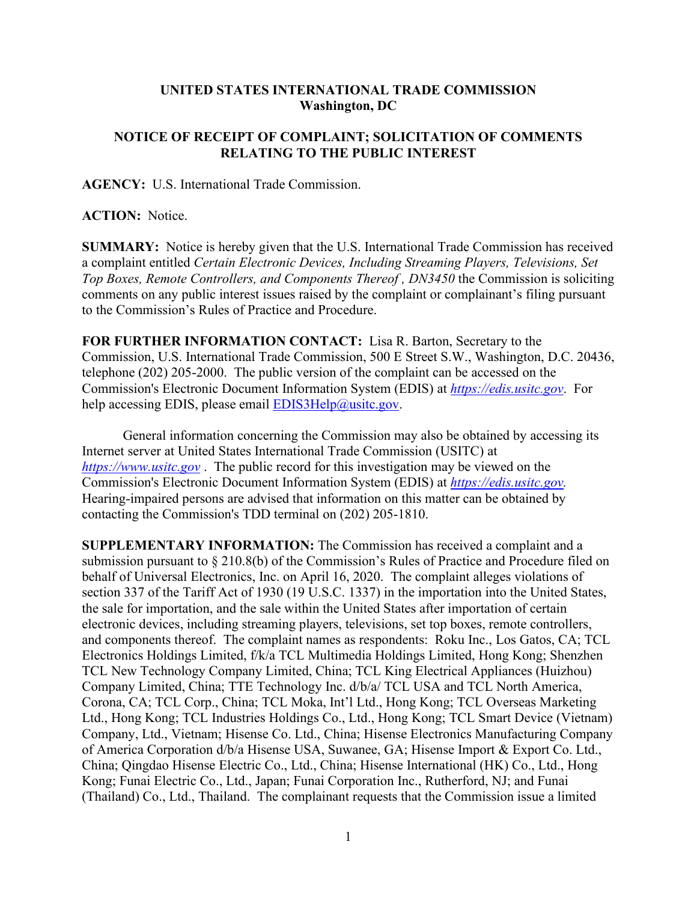**UNITED STATES INTERNATIONAL TRADE COMMISSION**
**Washington, DC**

**NOTICE OF RECEIPT OF COMPLAINT; SOLICITATION OF COMMENTS RELATING TO THE PUBLIC INTEREST**

**AGENCY:** U.S. International Trade Commission.

**ACTION:** Notice.

**SUMMARY:** Notice is hereby given that the U.S. International Trade Commission has received a complaint entitled *Certain Electronic Devices, Including Streaming Players, Televisions, Set Top Boxes, Remote Controllers, and Components Thereof , DN3450* the Commission is soliciting comments on any public interest issues raised by the complaint or complainant's filing pursuant to the Commission's Rules of Practice and Procedure.

**FOR FURTHER INFORMATION CONTACT:** Lisa R. Barton, Secretary to the Commission, U.S. International Trade Commission, 500 E Street S.W., Washington, D.C. 20436, telephone (202) 205-2000. The public version of the complaint can be accessed on the Commission's Electronic Document Information System (EDIS) at *https://edis.usitc.gov*. For help accessing EDIS, please email EDIS3Help@usitc.gov.

General information concerning the Commission may also be obtained by accessing its Internet server at United States International Trade Commission (USITC) at *https://www.usitc.gov* . The public record for this investigation may be viewed on the Commission's Electronic Document Information System (EDIS) at *https://edis.usitc.gov.* Hearing-impaired persons are advised that information on this matter can be obtained by contacting the Commission's TDD terminal on (202) 205-1810.

**SUPPLEMENTARY INFORMATION:** The Commission has received a complaint and a submission pursuant to § 210.8(b) of the Commission's Rules of Practice and Procedure filed on behalf of Universal Electronics, Inc. on April 16, 2020. The complaint alleges violations of section 337 of the Tariff Act of 1930 (19 U.S.C. 1337) in the importation into the United States, the sale for importation, and the sale within the United States after importation of certain electronic devices, including streaming players, televisions, set top boxes, remote controllers, and components thereof. The complaint names as respondents: Roku Inc., Los Gatos, CA; TCL Electronics Holdings Limited, f/k/a TCL Multimedia Holdings Limited, Hong Kong; Shenzhen TCL New Technology Company Limited, China; TCL King Electrical Appliances (Huizhou) Company Limited, China; TTE Technology Inc. d/b/a/ TCL USA and TCL North America, Corona, CA; TCL Corp., China; TCL Moka, Int'l Ltd., Hong Kong; TCL Overseas Marketing Ltd., Hong Kong; TCL Industries Holdings Co., Ltd., Hong Kong; TCL Smart Device (Vietnam) Company, Ltd., Vietnam; Hisense Co. Ltd., China; Hisense Electronics Manufacturing Company of America Corporation d/b/a Hisense USA, Suwanee, GA; Hisense Import & Export Co. Ltd., China; Qingdao Hisense Electric Co., Ltd., China; Hisense International (HK) Co., Ltd., Hong Kong; Funai Electric Co., Ltd., Japan; Funai Corporation Inc., Rutherford, NJ; and Funai (Thailand) Co., Ltd., Thailand. The complainant requests that the Commission issue a limited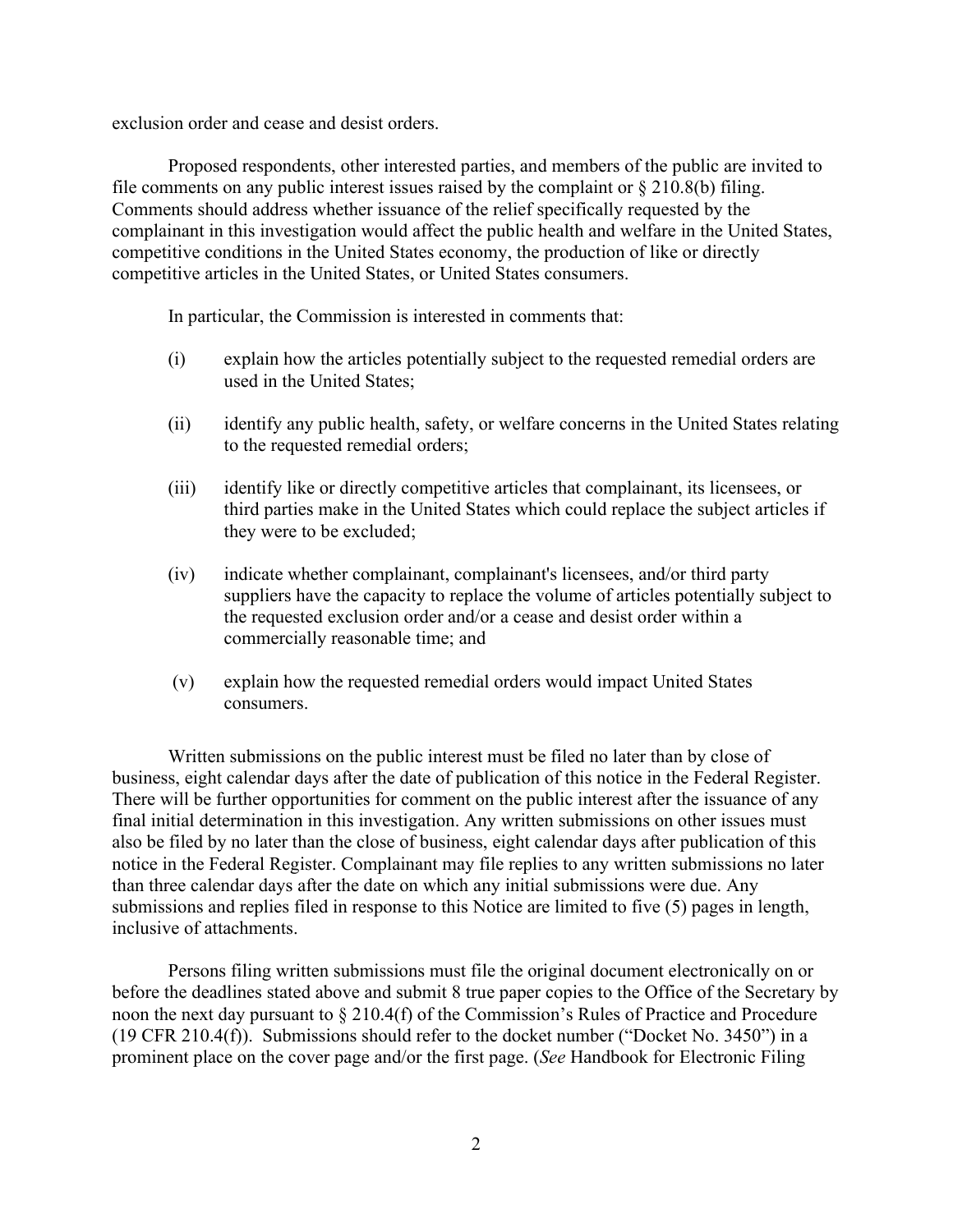exclusion order and cease and desist orders.

Proposed respondents, other interested parties, and members of the public are invited to file comments on any public interest issues raised by the complaint or § 210.8(b) filing. Comments should address whether issuance of the relief specifically requested by the complainant in this investigation would affect the public health and welfare in the United States, competitive conditions in the United States economy, the production of like or directly competitive articles in the United States, or United States consumers.

In particular, the Commission is interested in comments that:

(i) explain how the articles potentially subject to the requested remedial orders are used in the United States;

(ii) identify any public health, safety, or welfare concerns in the United States relating to the requested remedial orders;

(iii) identify like or directly competitive articles that complainant, its licensees, or third parties make in the United States which could replace the subject articles if they were to be excluded;

(iv) indicate whether complainant, complainant's licensees, and/or third party suppliers have the capacity to replace the volume of articles potentially subject to the requested exclusion order and/or a cease and desist order within a commercially reasonable time; and

(v) explain how the requested remedial orders would impact United States consumers.

Written submissions on the public interest must be filed no later than by close of business, eight calendar days after the date of publication of this notice in the Federal Register. There will be further opportunities for comment on the public interest after the issuance of any final initial determination in this investigation. Any written submissions on other issues must also be filed by no later than the close of business, eight calendar days after publication of this notice in the Federal Register. Complainant may file replies to any written submissions no later than three calendar days after the date on which any initial submissions were due. Any submissions and replies filed in response to this Notice are limited to five (5) pages in length, inclusive of attachments.

Persons filing written submissions must file the original document electronically on or before the deadlines stated above and submit 8 true paper copies to the Office of the Secretary by noon the next day pursuant to § 210.4(f) of the Commission's Rules of Practice and Procedure (19 CFR 210.4(f)). Submissions should refer to the docket number ("Docket No. 3450") in a prominent place on the cover page and/or the first page. (*See* Handbook for Electronic Filing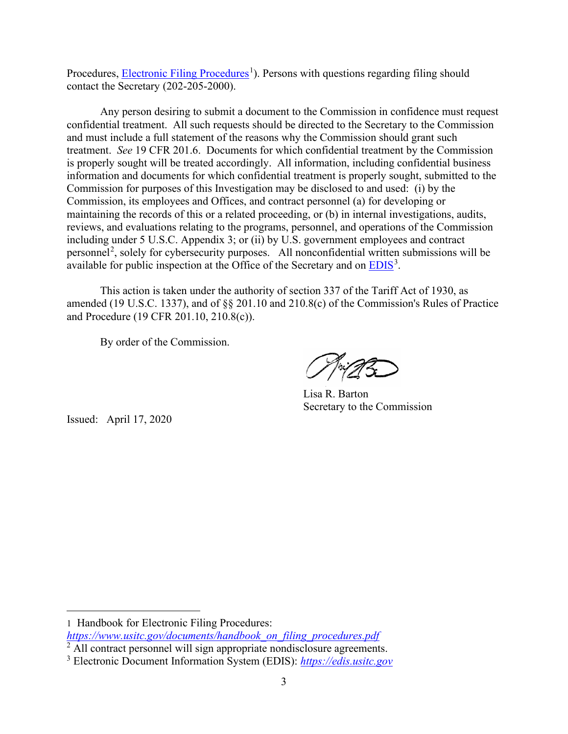Procedures, [Electronic Filing Procedures](https://www.usitc.gov/documents/handbook_on_filing_procedures.pdf)[1]). Persons with questions regarding filing should contact the Secretary (202-205-2000).

Any person desiring to submit a document to the Commission in confidence must request confidential treatment. All such requests should be directed to the Secretary to the Commission and must include a full statement of the reasons why the Commission should grant such treatment. *See* 19 CFR 201.6. Documents for which confidential treatment by the Commission is properly sought will be treated accordingly. All information, including confidential business information and documents for which confidential treatment is properly sought, submitted to the Commission for purposes of this Investigation may be disclosed to and used: (i) by the Commission, its employees and Offices, and contract personnel (a) for developing or maintaining the records of this or a related proceeding, or (b) in internal investigations, audits, reviews, and evaluations relating to the programs, personnel, and operations of the Commission including under 5 U.S.C. Appendix 3; or (ii) by U.S. government employees and contract personnel[2], solely for cybersecurity purposes. All nonconfidential written submissions will be available for public inspection at the Office of the Secretary and on [EDIS](https://edis.usitc.gov)[3].

This action is taken under the authority of section 337 of the Tariff Act of 1930, as amended (19 U.S.C. 1337), and of §§ 201.10 and 210.8(c) of the Commission's Rules of Practice and Procedure (19 CFR 201.10, 210.8(c)).

By order of the Commission.

Lisa R. Barton
Secretary to the Commission

Issued: April 17, 2020

---

1 Handbook for Electronic Filing Procedures: *https://www.usitc.gov/documents/handbook_on_filing_procedures.pdf*

2 All contract personnel will sign appropriate nondisclosure agreements.

3 Electronic Document Information System (EDIS): *https://edis.usitc.gov*